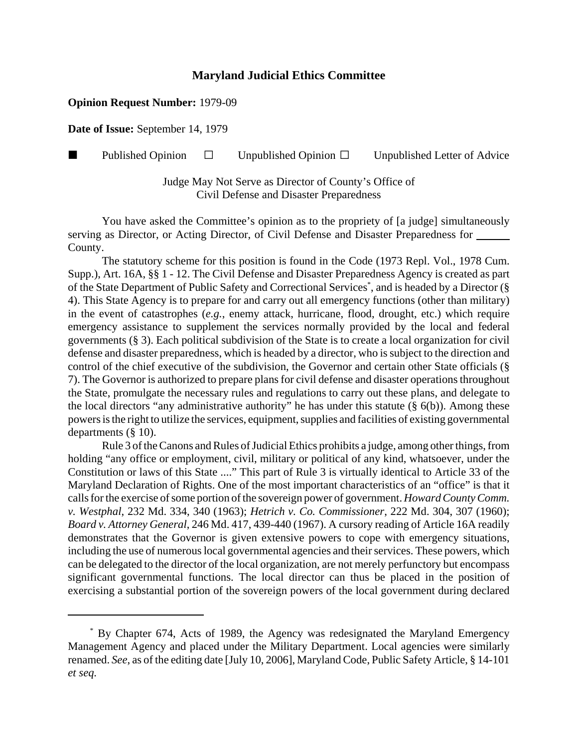# Maryland Judicial Ethics Committee

**Opinion Request Number:** 1979-09

**Date of Issue:** September 14, 1979

■ Published Opinion ☐ Unpublished Opinion ☐ Unpublished Letter of Advice

Judge May Not Serve as Director of County's Office of Civil Defense and Disaster Preparedness

You have asked the Committee's opinion as to the propriety of [a judge] simultaneously serving as Director, or Acting Director, of Civil Defense and Disaster Preparedness for ______ County.

The statutory scheme for this position is found in the Code (1973 Repl. Vol., 1978 Cum. Supp.), Art. 16A, §§ 1 - 12. The Civil Defense and Disaster Preparedness Agency is created as part of the State Department of Public Safety and Correctional Services*, and is headed by a Director (§ 4). This State Agency is to prepare for and carry out all emergency functions (other than military) in the event of catastrophes (*e.g.*, enemy attack, hurricane, flood, drought, etc.) which require emergency assistance to supplement the services normally provided by the local and federal governments (§ 3). Each political subdivision of the State is to create a local organization for civil defense and disaster preparedness, which is headed by a director, who is subject to the direction and control of the chief executive of the subdivision, the Governor and certain other State officials (§ 7). The Governor is authorized to prepare plans for civil defense and disaster operations throughout the State, promulgate the necessary rules and regulations to carry out these plans, and delegate to the local directors "any administrative authority" he has under this statute (§ 6(b)). Among these powers is the right to utilize the services, equipment, supplies and facilities of existing governmental departments (§ 10).

Rule 3 of the Canons and Rules of Judicial Ethics prohibits a judge, among other things, from holding "any office or employment, civil, military or political of any kind, whatsoever, under the Constitution or laws of this State ...." This part of Rule 3 is virtually identical to Article 33 of the Maryland Declaration of Rights. One of the most important characteristics of an "office" is that it calls for the exercise of some portion of the sovereign power of government. *Howard County Comm. v. Westphal*, 232 Md. 334, 340 (1963); *Hetrich v. Co. Commissioner*, 222 Md. 304, 307 (1960); *Board v. Attorney General*, 246 Md. 417, 439-440 (1967). A cursory reading of Article 16A readily demonstrates that the Governor is given extensive powers to cope with emergency situations, including the use of numerous local governmental agencies and their services. These powers, which can be delegated to the director of the local organization, are not merely perfunctory but encompass significant governmental functions. The local director can thus be placed in the position of exercising a substantial portion of the sovereign powers of the local government during declared

---

* By Chapter 674, Acts of 1989, the Agency was redesignated the Maryland Emergency Management Agency and placed under the Military Department. Local agencies were similarly renamed. *See*, as of the editing date [July 10, 2006], Maryland Code, Public Safety Article, § 14-101 *et seq*.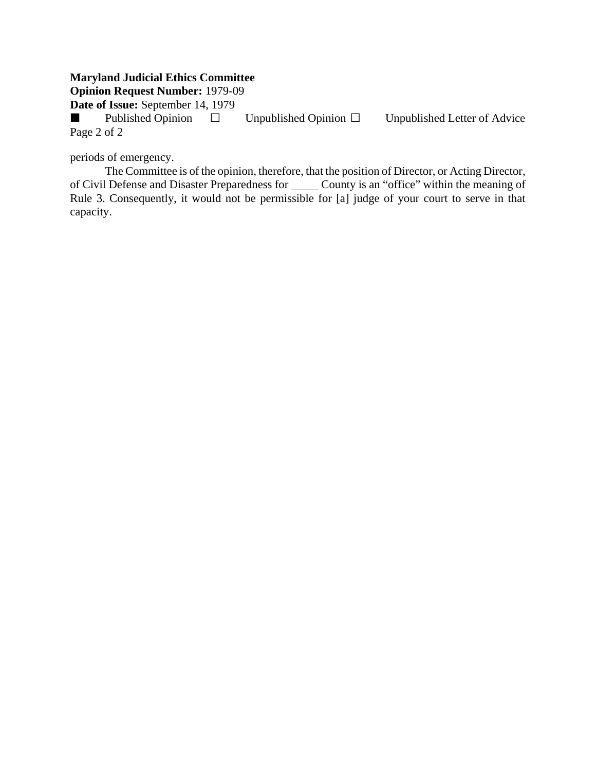periods of emergency.

The Committee is of the opinion, therefore, that the position of Director, or Acting Director, of Civil Defense and Disaster Preparedness for _____ County is an “office” within the meaning of Rule 3. Consequently, it would not be permissible for [a] judge of your court to serve in that capacity.